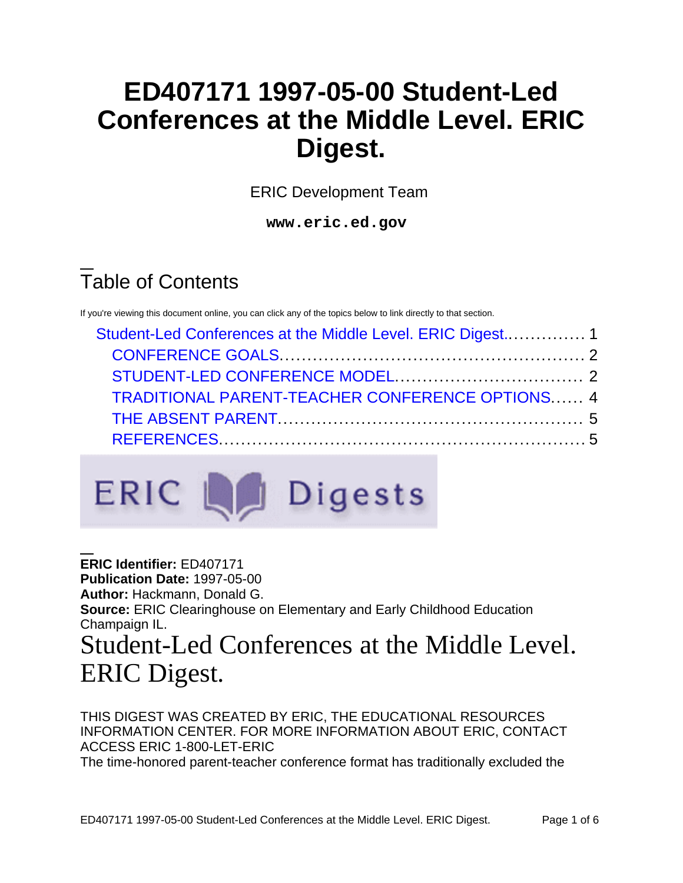# ED407171 1997-05-00 Student-Led Conferences at the Middle Level. ERIC Digest.

ERIC Development Team

**www.eric.ed.gov**

## Table of Contents

If you're viewing this document online, you can click any of the topics below to link directly to that section.

- Student-Led Conferences at the Middle Level. ERIC Digest.............. 1
  - CONFERENCE GOALS..................................................... 2
  - STUDENT-LED CONFERENCE MODEL................................. 2
  - TRADITIONAL PARENT-TEACHER CONFERENCE OPTIONS...... 4
  - THE ABSENT PARENT...................................................... 5
  - REFERENCES................................................................. 5

**ERIC Identifier:** ED407171
**Publication Date:** 1997-05-00
**Author:** Hackmann, Donald G.
**Source:** ERIC Clearinghouse on Elementary and Early Childhood Education Champaign IL.

# Student-Led Conferences at the Middle Level. ERIC Digest.

THIS DIGEST WAS CREATED BY ERIC, THE EDUCATIONAL RESOURCES INFORMATION CENTER. FOR MORE INFORMATION ABOUT ERIC, CONTACT ACCESS ERIC 1-800-LET-ERIC

The time-honored parent-teacher conference format has traditionally excluded the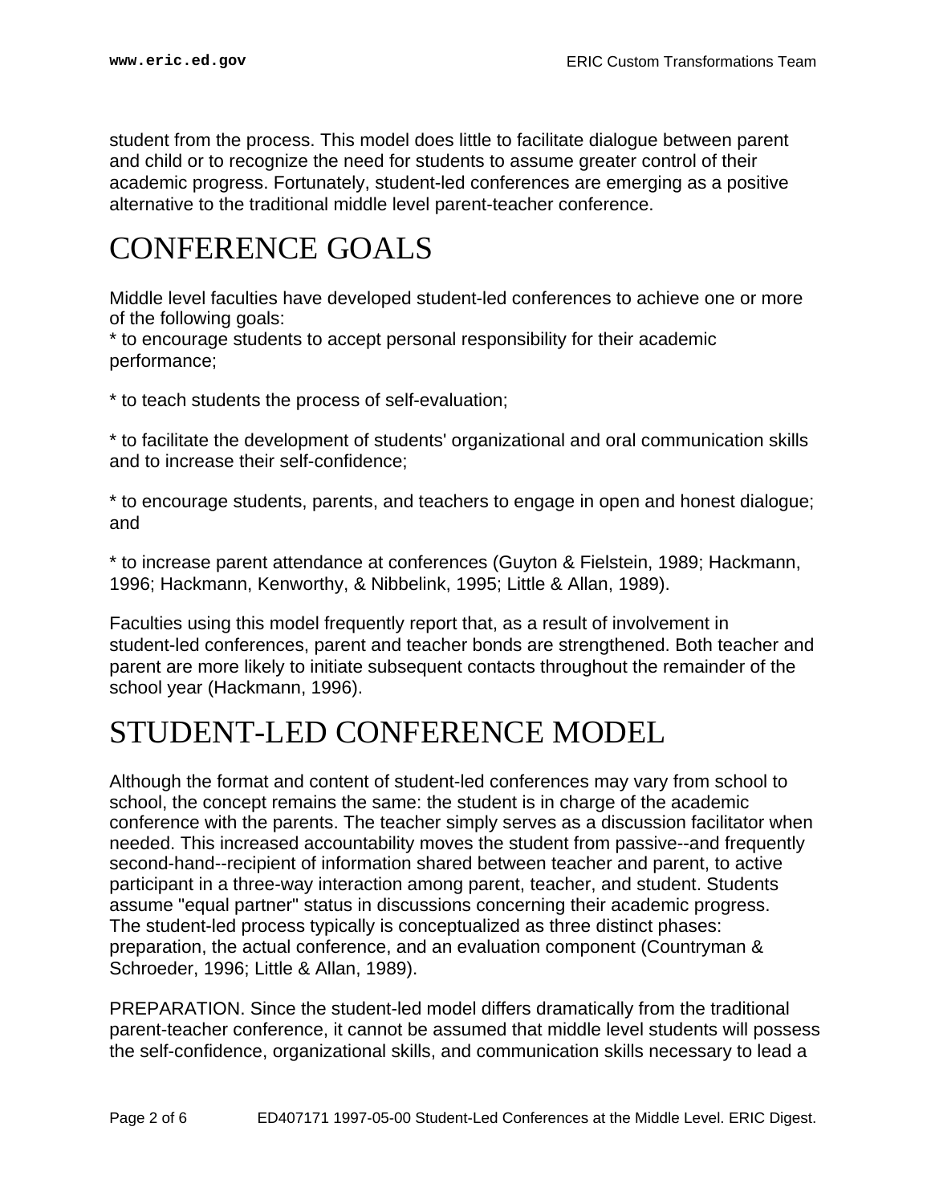student from the process. This model does little to facilitate dialogue between parent and child or to recognize the need for students to assume greater control of their academic progress. Fortunately, student-led conferences are emerging as a positive alternative to the traditional middle level parent-teacher conference.

# CONFERENCE GOALS

Middle level faculties have developed student-led conferences to achieve one or more of the following goals:

* to encourage students to accept personal responsibility for their academic performance;

* to teach students the process of self-evaluation;

* to facilitate the development of students' organizational and oral communication skills and to increase their self-confidence;

* to encourage students, parents, and teachers to engage in open and honest dialogue; and

* to increase parent attendance at conferences (Guyton & Fielstein, 1989; Hackmann, 1996; Hackmann, Kenworthy, & Nibbelink, 1995; Little & Allan, 1989).

Faculties using this model frequently report that, as a result of involvement in student-led conferences, parent and teacher bonds are strengthened. Both teacher and parent are more likely to initiate subsequent contacts throughout the remainder of the school year (Hackmann, 1996).

# STUDENT-LED CONFERENCE MODEL

Although the format and content of student-led conferences may vary from school to school, the concept remains the same: the student is in charge of the academic conference with the parents. The teacher simply serves as a discussion facilitator when needed. This increased accountability moves the student from passive--and frequently second-hand--recipient of information shared between teacher and parent, to active participant in a three-way interaction among parent, teacher, and student. Students assume "equal partner" status in discussions concerning their academic progress. The student-led process typically is conceptualized as three distinct phases: preparation, the actual conference, and an evaluation component (Countryman & Schroeder, 1996; Little & Allan, 1989).

PREPARATION. Since the student-led model differs dramatically from the traditional parent-teacher conference, it cannot be assumed that middle level students will possess the self-confidence, organizational skills, and communication skills necessary to lead a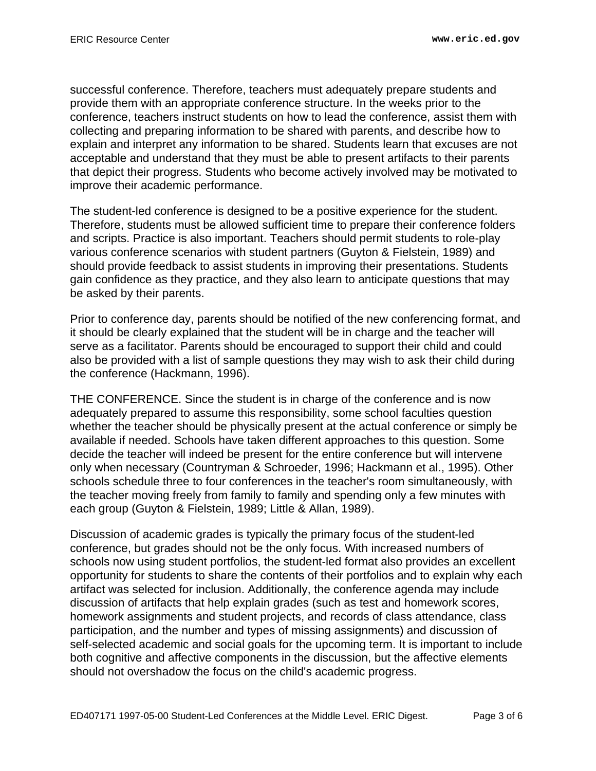successful conference. Therefore, teachers must adequately prepare students and provide them with an appropriate conference structure. In the weeks prior to the conference, teachers instruct students on how to lead the conference, assist them with collecting and preparing information to be shared with parents, and describe how to explain and interpret any information to be shared. Students learn that excuses are not acceptable and understand that they must be able to present artifacts to their parents that depict their progress. Students who become actively involved may be motivated to improve their academic performance.

The student-led conference is designed to be a positive experience for the student. Therefore, students must be allowed sufficient time to prepare their conference folders and scripts. Practice is also important. Teachers should permit students to role-play various conference scenarios with student partners (Guyton & Fielstein, 1989) and should provide feedback to assist students in improving their presentations. Students gain confidence as they practice, and they also learn to anticipate questions that may be asked by their parents.

Prior to conference day, parents should be notified of the new conferencing format, and it should be clearly explained that the student will be in charge and the teacher will serve as a facilitator. Parents should be encouraged to support their child and could also be provided with a list of sample questions they may wish to ask their child during the conference (Hackmann, 1996).

THE CONFERENCE. Since the student is in charge of the conference and is now adequately prepared to assume this responsibility, some school faculties question whether the teacher should be physically present at the actual conference or simply be available if needed. Schools have taken different approaches to this question. Some decide the teacher will indeed be present for the entire conference but will intervene only when necessary (Countryman & Schroeder, 1996; Hackmann et al., 1995). Other schools schedule three to four conferences in the teacher's room simultaneously, with the teacher moving freely from family to family and spending only a few minutes with each group (Guyton & Fielstein, 1989; Little & Allan, 1989).

Discussion of academic grades is typically the primary focus of the student-led conference, but grades should not be the only focus. With increased numbers of schools now using student portfolios, the student-led format also provides an excellent opportunity for students to share the contents of their portfolios and to explain why each artifact was selected for inclusion. Additionally, the conference agenda may include discussion of artifacts that help explain grades (such as test and homework scores, homework assignments and student projects, and records of class attendance, class participation, and the number and types of missing assignments) and discussion of self-selected academic and social goals for the upcoming term. It is important to include both cognitive and affective components in the discussion, but the affective elements should not overshadow the focus on the child's academic progress.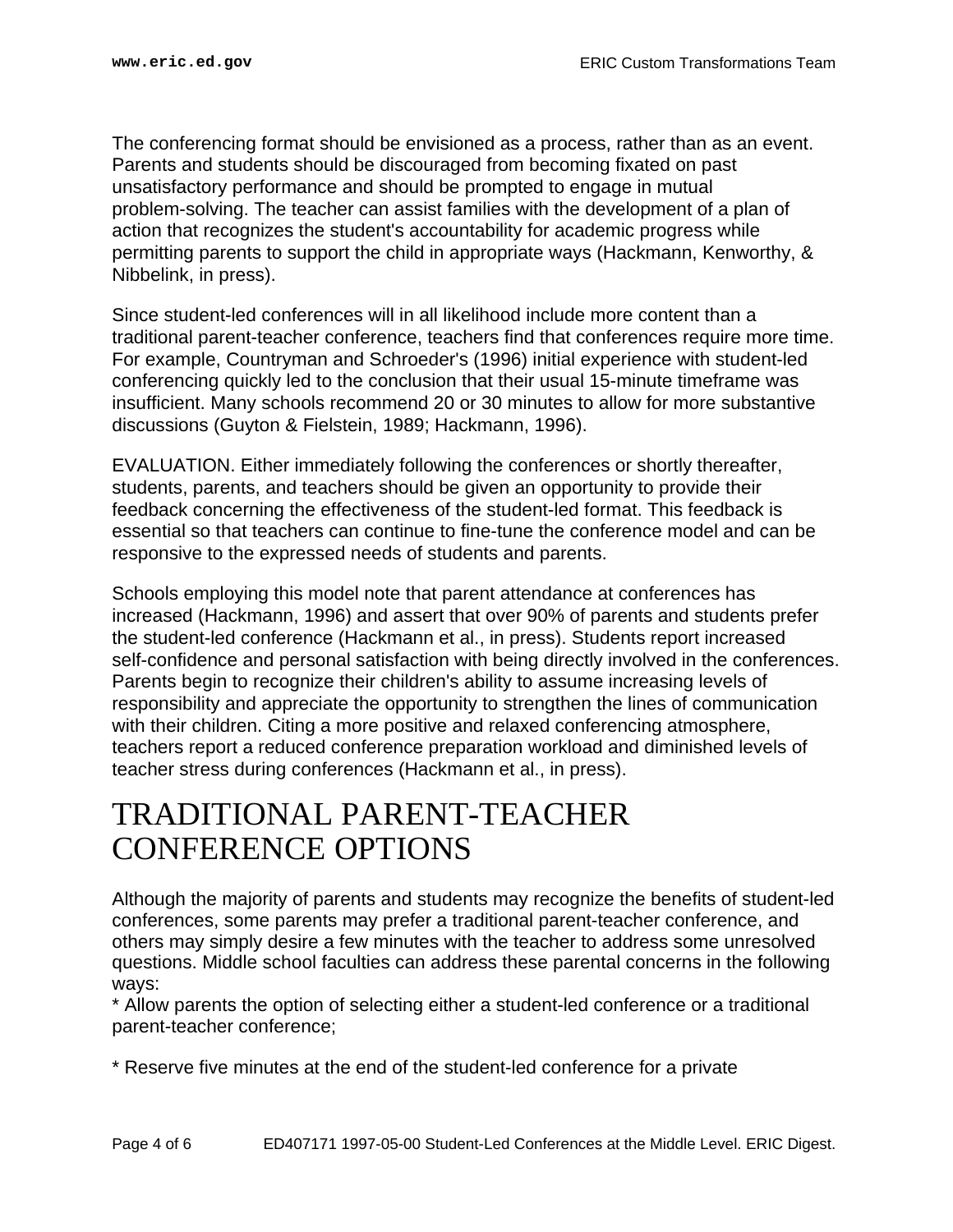The conferencing format should be envisioned as a process, rather than as an event. Parents and students should be discouraged from becoming fixated on past unsatisfactory performance and should be prompted to engage in mutual problem-solving. The teacher can assist families with the development of a plan of action that recognizes the student's accountability for academic progress while permitting parents to support the child in appropriate ways (Hackmann, Kenworthy, & Nibbelink, in press).

Since student-led conferences will in all likelihood include more content than a traditional parent-teacher conference, teachers find that conferences require more time. For example, Countryman and Schroeder's (1996) initial experience with student-led conferencing quickly led to the conclusion that their usual 15-minute timeframe was insufficient. Many schools recommend 20 or 30 minutes to allow for more substantive discussions (Guyton & Fielstein, 1989; Hackmann, 1996).

EVALUATION. Either immediately following the conferences or shortly thereafter, students, parents, and teachers should be given an opportunity to provide their feedback concerning the effectiveness of the student-led format. This feedback is essential so that teachers can continue to fine-tune the conference model and can be responsive to the expressed needs of students and parents.

Schools employing this model note that parent attendance at conferences has increased (Hackmann, 1996) and assert that over 90% of parents and students prefer the student-led conference (Hackmann et al., in press). Students report increased self-confidence and personal satisfaction with being directly involved in the conferences. Parents begin to recognize their children's ability to assume increasing levels of responsibility and appreciate the opportunity to strengthen the lines of communication with their children. Citing a more positive and relaxed conferencing atmosphere, teachers report a reduced conference preparation workload and diminished levels of teacher stress during conferences (Hackmann et al., in press).

# TRADITIONAL PARENT-TEACHER CONFERENCE OPTIONS

Although the majority of parents and students may recognize the benefits of student-led conferences, some parents may prefer a traditional parent-teacher conference, and others may simply desire a few minutes with the teacher to address some unresolved questions. Middle school faculties can address these parental concerns in the following ways:

* Allow parents the option of selecting either a student-led conference or a traditional parent-teacher conference;

* Reserve five minutes at the end of the student-led conference for a private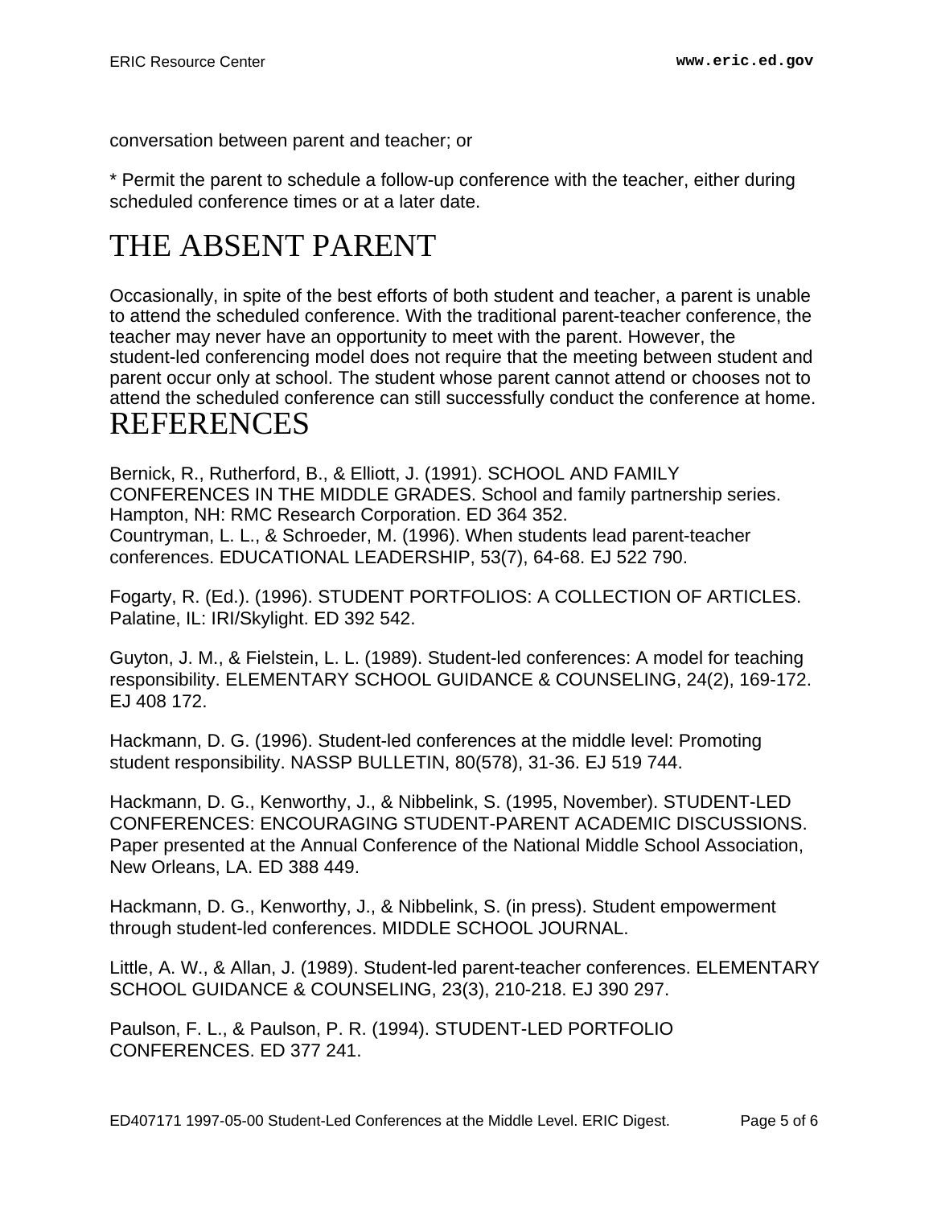conversation between parent and teacher; or

* Permit the parent to schedule a follow-up conference with the teacher, either during scheduled conference times or at a later date.

# THE ABSENT PARENT

Occasionally, in spite of the best efforts of both student and teacher, a parent is unable to attend the scheduled conference. With the traditional parent-teacher conference, the teacher may never have an opportunity to meet with the parent. However, the student-led conferencing model does not require that the meeting between student and parent occur only at school. The student whose parent cannot attend or chooses not to attend the scheduled conference can still successfully conduct the conference at home.

# REFERENCES

Bernick, R., Rutherford, B., & Elliott, J. (1991). SCHOOL AND FAMILY CONFERENCES IN THE MIDDLE GRADES. School and family partnership series. Hampton, NH: RMC Research Corporation. ED 364 352.
Countryman, L. L., & Schroeder, M. (1996). When students lead parent-teacher conferences. EDUCATIONAL LEADERSHIP, 53(7), 64-68. EJ 522 790.

Fogarty, R. (Ed.). (1996). STUDENT PORTFOLIOS: A COLLECTION OF ARTICLES. Palatine, IL: IRI/Skylight. ED 392 542.

Guyton, J. M., & Fielstein, L. L. (1989). Student-led conferences: A model for teaching responsibility. ELEMENTARY SCHOOL GUIDANCE & COUNSELING, 24(2), 169-172. EJ 408 172.

Hackmann, D. G. (1996). Student-led conferences at the middle level: Promoting student responsibility. NASSP BULLETIN, 80(578), 31-36. EJ 519 744.

Hackmann, D. G., Kenworthy, J., & Nibbelink, S. (1995, November). STUDENT-LED CONFERENCES: ENCOURAGING STUDENT-PARENT ACADEMIC DISCUSSIONS. Paper presented at the Annual Conference of the National Middle School Association, New Orleans, LA. ED 388 449.

Hackmann, D. G., Kenworthy, J., & Nibbelink, S. (in press). Student empowerment through student-led conferences. MIDDLE SCHOOL JOURNAL.

Little, A. W., & Allan, J. (1989). Student-led parent-teacher conferences. ELEMENTARY SCHOOL GUIDANCE & COUNSELING, 23(3), 210-218. EJ 390 297.

Paulson, F. L., & Paulson, P. R. (1994). STUDENT-LED PORTFOLIO CONFERENCES. ED 377 241.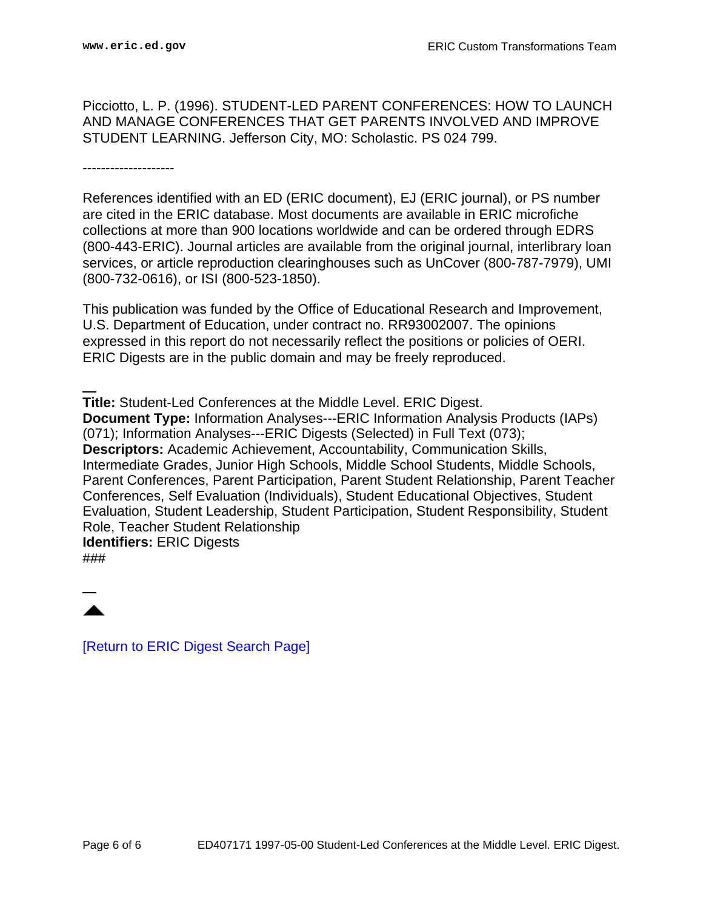Picciotto, L. P. (1996). STUDENT-LED PARENT CONFERENCES: HOW TO LAUNCH AND MANAGE CONFERENCES THAT GET PARENTS INVOLVED AND IMPROVE STUDENT LEARNING. Jefferson City, MO: Scholastic. PS 024 799.

--------------------

References identified with an ED (ERIC document), EJ (ERIC journal), or PS number are cited in the ERIC database. Most documents are available in ERIC microfiche collections at more than 900 locations worldwide and can be ordered through EDRS (800-443-ERIC). Journal articles are available from the original journal, interlibrary loan services, or article reproduction clearinghouses such as UnCover (800-787-7979), UMI (800-732-0616), or ISI (800-523-1850).

This publication was funded by the Office of Educational Research and Improvement, U.S. Department of Education, under contract no. RR93002007. The opinions expressed in this report do not necessarily reflect the positions or policies of OERI. ERIC Digests are in the public domain and may be freely reproduced.

---

**Title:** Student-Led Conferences at the Middle Level. ERIC Digest.
**Document Type:** Information Analyses---ERIC Information Analysis Products (IAPs) (071); Information Analyses---ERIC Digests (Selected) in Full Text (073);
**Descriptors:** Academic Achievement, Accountability, Communication Skills, Intermediate Grades, Junior High Schools, Middle School Students, Middle Schools, Parent Conferences, Parent Participation, Parent Student Relationship, Parent Teacher Conferences, Self Evaluation (Individuals), Student Educational Objectives, Student Evaluation, Student Leadership, Student Participation, Student Responsibility, Student Role, Teacher Student Relationship
**Identifiers:** ERIC Digests
###

---

[Return to ERIC Digest Search Page]